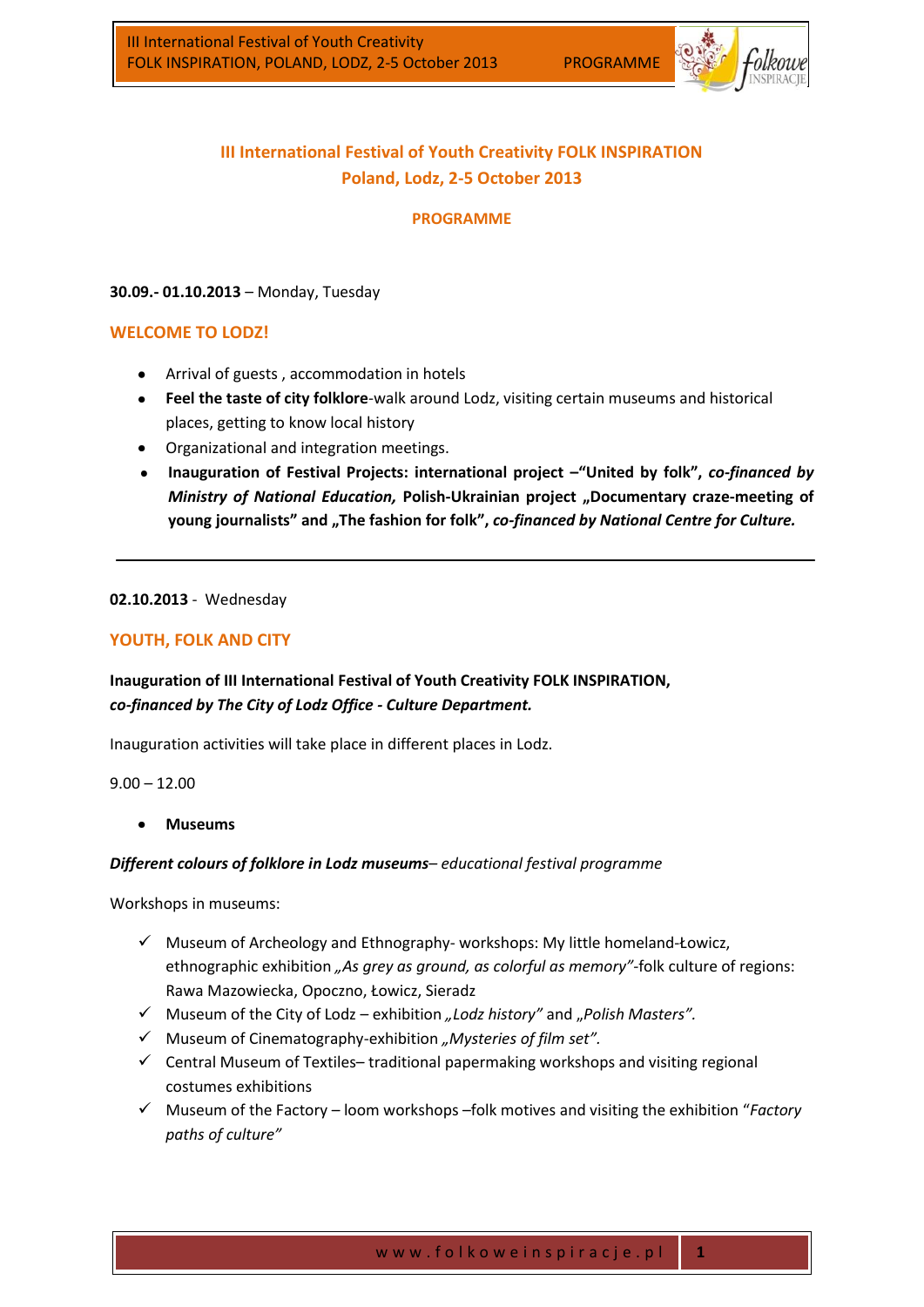# III International Festival of Youth Creativity FOLK INSPIRATION
# Poland, Lodz, 2-5 October 2013

## PROGRAMME

**30.09.- 01.10.2013** – Monday, Tuesday

## WELCOME TO LODZ!

- Arrival of guests , accommodation in hotels
- **Feel the taste of city folklore**-walk around Lodz, visiting certain museums and historical places, getting to know local history
- Organizational and integration meetings.
- **Inauguration of Festival Projects: international project –"United by folk",** ***co-financed by Ministry of National Education,*** **Polish-Ukrainian project „Documentary craze-meeting of young journalists" and „The fashion for folk",** ***co-financed by National Centre for Culture.***

---

**02.10.2013** - Wednesday

## YOUTH, FOLK AND CITY

**Inauguration of III International Festival of Youth Creativity FOLK INSPIRATION,**
***co-financed by The City of Lodz Office - Culture Department.***

Inauguration activities will take place in different places in Lodz.

9.00 – 12.00

- **Museums**

***Different colours of folklore in Lodz museums****– educational festival programme*

Workshops in museums:

- ✓ Museum of Archeology and Ethnography- workshops: My little homeland-Łowicz, ethnographic exhibition *„As grey as ground, as colorful as memory"*-folk culture of regions: Rawa Mazowiecka, Opoczno, Łowicz, Sieradz
- ✓ Museum of the City of Lodz – exhibition *„Lodz history"* and *„Polish Masters".*
- ✓ Museum of Cinematography-exhibition *„Mysteries of film set".*
- ✓ Central Museum of Textiles– traditional papermaking workshops and visiting regional costumes exhibitions
- ✓ Museum of the Factory – loom workshops –folk motives and visiting the exhibition "*Factory paths of culture"*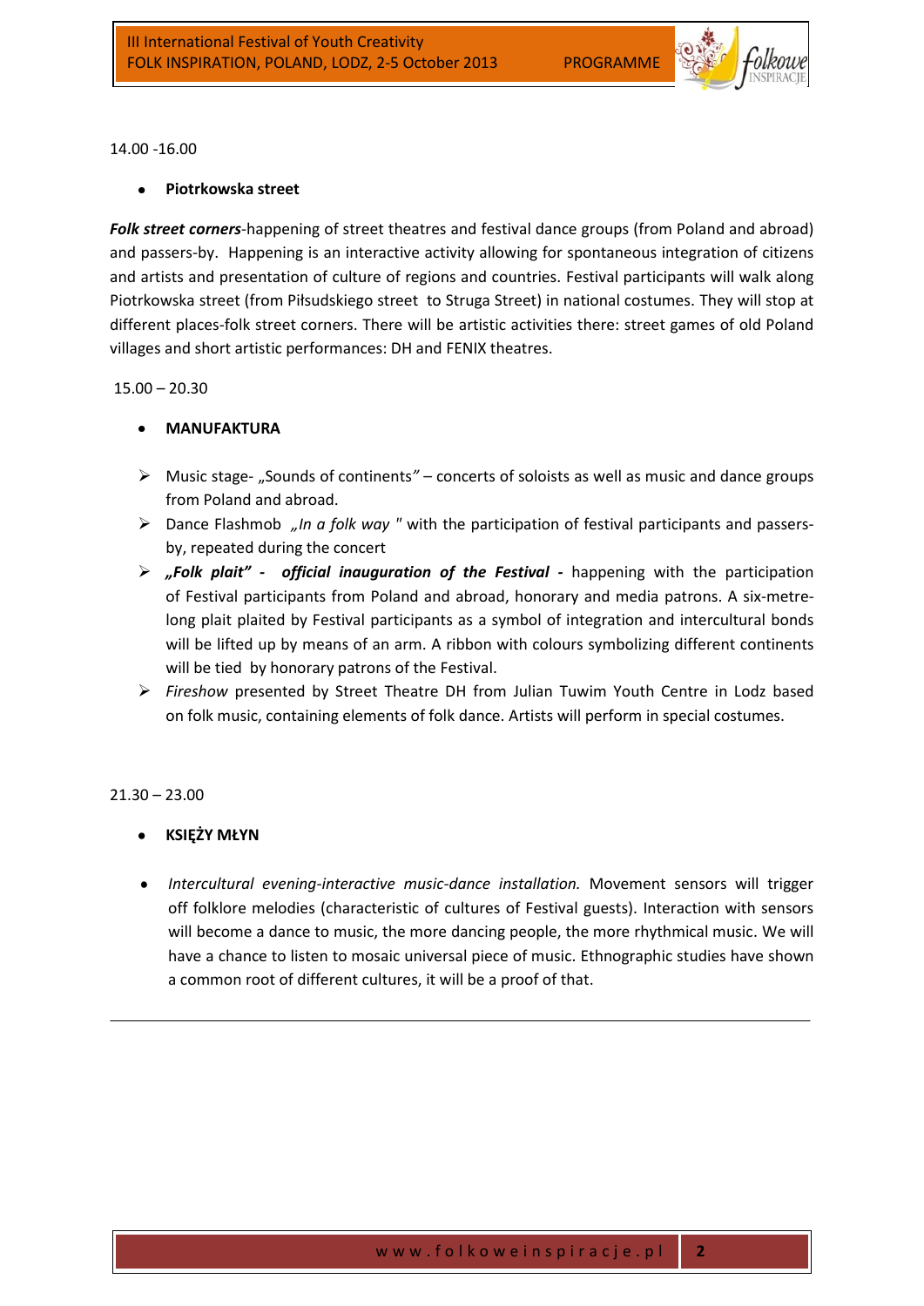14.00 -16.00

- **Piotrkowska street**

***Folk street corners***-happening of street theatres and festival dance groups (from Poland and abroad) and passers-by. Happening is an interactive activity allowing for spontaneous integration of citizens and artists and presentation of culture of regions and countries. Festival participants will walk along Piotrkowska street (from Piłsudskiego street to Struga Street) in national costumes. They will stop at different places-folk street corners. There will be artistic activities there: street games of old Poland villages and short artistic performances: DH and FENIX theatres.

15.00 – 20.30

- **MANUFAKTURA**

- Music stage- „Sounds of continents*”* – concerts of soloists as well as music and dance groups from Poland and abroad.
- Dance Flashmob *„In a folk way "* with the participation of festival participants and passers-by, repeated during the concert
- ***„Folk plait" - official inauguration of the Festival -*** happening with the participation of Festival participants from Poland and abroad, honorary and media patrons. A six-metre-long plait plaited by Festival participants as a symbol of integration and intercultural bonds will be lifted up by means of an arm. A ribbon with colours symbolizing different continents will be tied by honorary patrons of the Festival.
- *Fireshow* presented by Street Theatre DH from Julian Tuwim Youth Centre in Lodz based on folk music, containing elements of folk dance. Artists will perform in special costumes.

21.30 – 23.00

- **KSIĘŻY MŁYN**

- *Intercultural evening-interactive music-dance installation.* Movement sensors will trigger off folklore melodies (characteristic of cultures of Festival guests). Interaction with sensors will become a dance to music, the more dancing people, the more rhythmical music. We will have a chance to listen to mosaic universal piece of music. Ethnographic studies have shown a common root of different cultures, it will be a proof of that.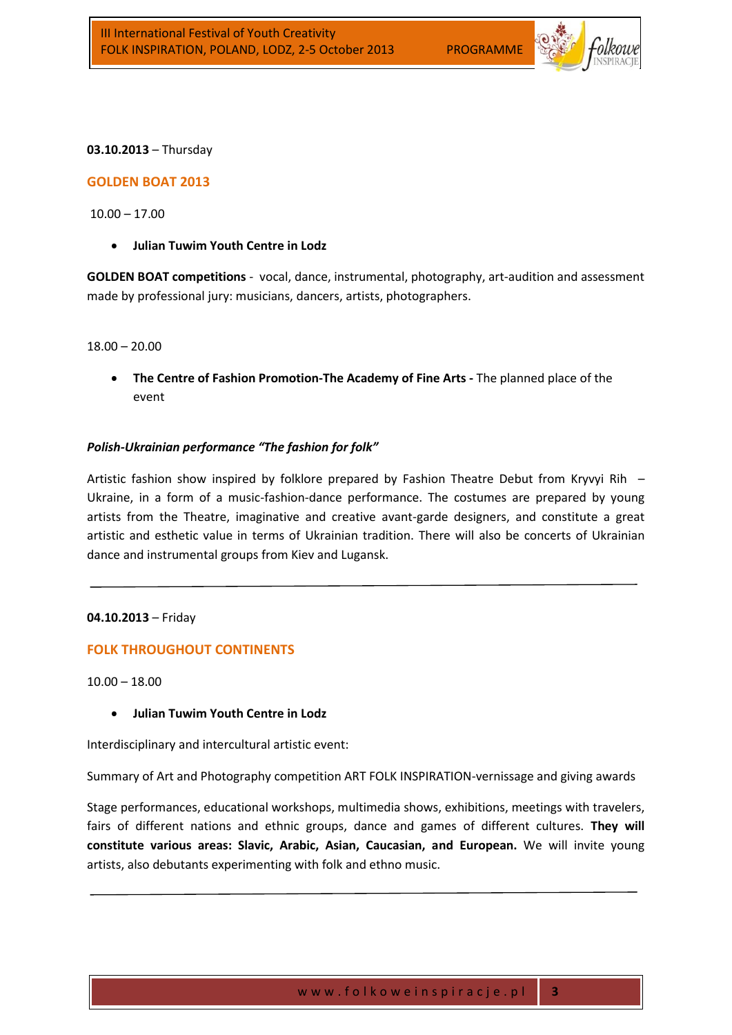**03.10.2013** – Thursday

## GOLDEN BOAT 2013

10.00 – 17.00

- **Julian Tuwim Youth Centre in Lodz**

**GOLDEN BOAT competitions** - vocal, dance, instrumental, photography, art-audition and assessment made by professional jury: musicians, dancers, artists, photographers.

18.00 – 20.00

- **The Centre of Fashion Promotion-The Academy of Fine Arts -** The planned place of the event

***Polish-Ukrainian performance "The fashion for folk"***

Artistic fashion show inspired by folklore prepared by Fashion Theatre Debut from Kryvyi Rih – Ukraine, in a form of a music-fashion-dance performance. The costumes are prepared by young artists from the Theatre, imaginative and creative avant-garde designers, and constitute a great artistic and esthetic value in terms of Ukrainian tradition. There will also be concerts of Ukrainian dance and instrumental groups from Kiev and Lugansk.

---

**04.10.2013** – Friday

## FOLK THROUGHOUT CONTINENTS

10.00 – 18.00

- **Julian Tuwim Youth Centre in Lodz**

Interdisciplinary and intercultural artistic event:

Summary of Art and Photography competition ART FOLK INSPIRATION-vernissage and giving awards

Stage performances, educational workshops, multimedia shows, exhibitions, meetings with travelers, fairs of different nations and ethnic groups, dance and games of different cultures. **They will constitute various areas: Slavic, Arabic, Asian, Caucasian, and European.** We will invite young artists, also debutants experimenting with folk and ethno music.

---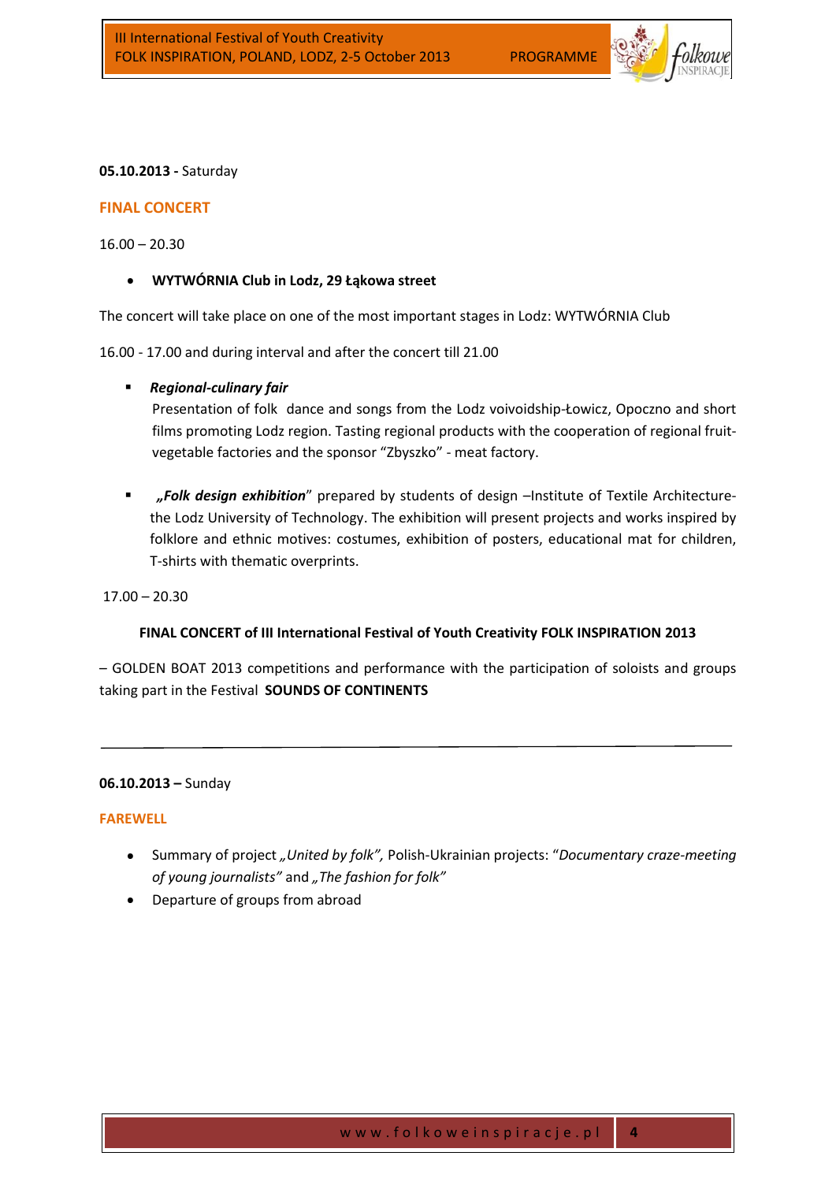**05.10.2013 -** Saturday

## FINAL CONCERT

16.00 – 20.30

- **WYTWÓRNIA Club in Lodz, 29 Łąkowa street**

The concert will take place on one of the most important stages in Lodz: WYTWÓRNIA Club

16.00 - 17.00 and during interval and after the concert till 21.00

- ***Regional-culinary fair***
  Presentation of folk dance and songs from the Lodz voivoidship-Łowicz, Opoczno and short films promoting Lodz region. Tasting regional products with the cooperation of regional fruit-vegetable factories and the sponsor "Zbyszko" - meat factory.

- ***„Folk design exhibition***" prepared by students of design –Institute of Textile Architecture-the Lodz University of Technology. The exhibition will present projects and works inspired by folklore and ethnic motives: costumes, exhibition of posters, educational mat for children, T-shirts with thematic overprints.

17.00 – 20.30

**FINAL CONCERT of III International Festival of Youth Creativity FOLK INSPIRATION 2013**

– GOLDEN BOAT 2013 competitions and performance with the participation of soloists and groups taking part in the Festival **SOUNDS OF CONTINENTS**

---

**06.10.2013 –** Sunday

## FAREWELL

- Summary of project *„United by folk",* Polish-Ukrainian projects: "*Documentary craze-meeting of young journalists"* and *„The fashion for folk"*
- Departure of groups from abroad